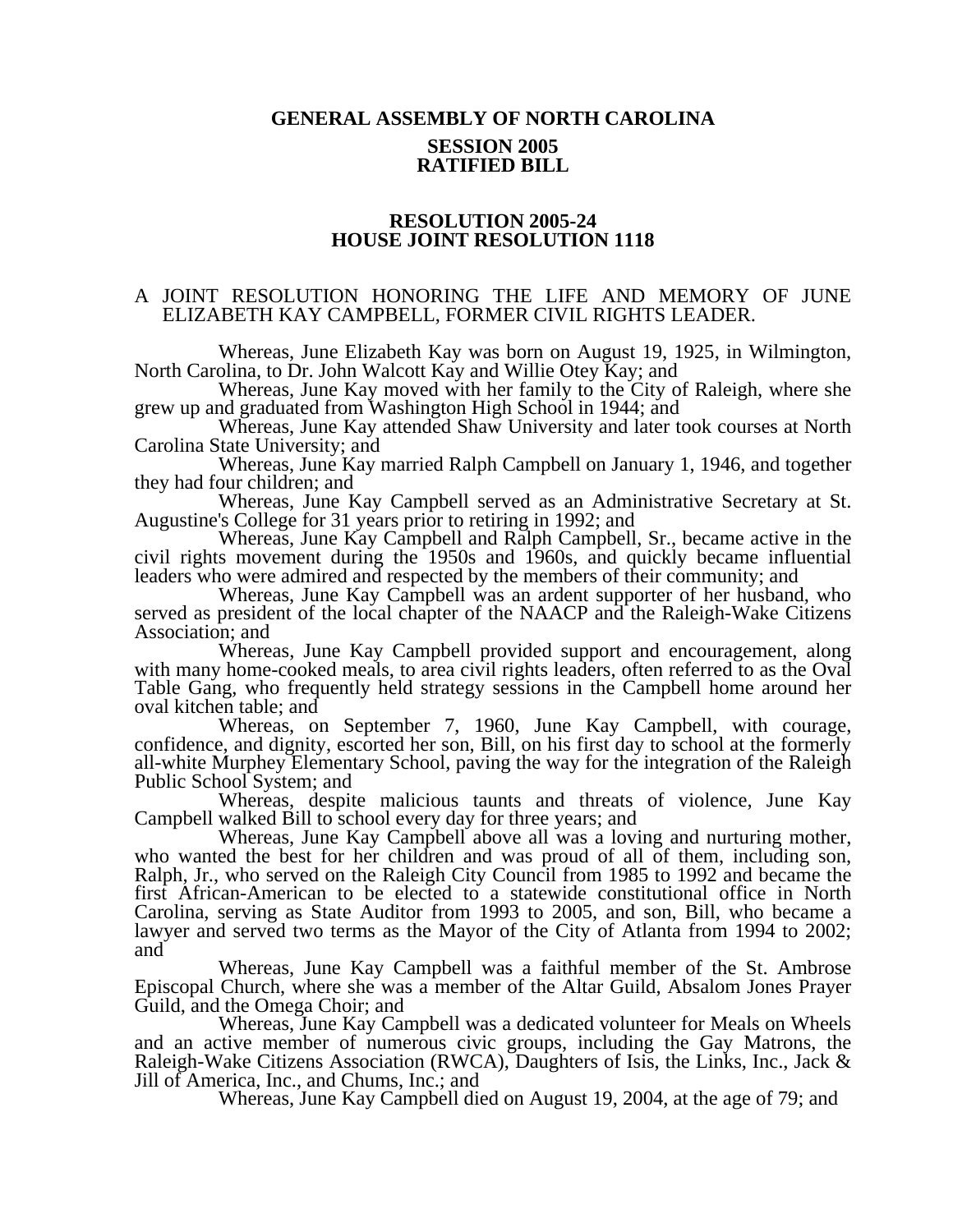**GENERAL ASSEMBLY OF NORTH CAROLINA**

**SESSION 2005**

**RATIFIED BILL**

**RESOLUTION 2005-24**

**HOUSE JOINT RESOLUTION 1118**

A JOINT RESOLUTION HONORING THE LIFE AND MEMORY OF JUNE ELIZABETH KAY CAMPBELL, FORMER CIVIL RIGHTS LEADER.

Whereas, June Elizabeth Kay was born on August 19, 1925, in Wilmington, North Carolina, to Dr. John Walcott Kay and Willie Otey Kay; and

Whereas, June Kay moved with her family to the City of Raleigh, where she grew up and graduated from Washington High School in 1944; and

Whereas, June Kay attended Shaw University and later took courses at North Carolina State University; and

Whereas, June Kay married Ralph Campbell on January 1, 1946, and together they had four children; and

Whereas, June Kay Campbell served as an Administrative Secretary at St. Augustine's College for 31 years prior to retiring in 1992; and

Whereas, June Kay Campbell and Ralph Campbell, Sr., became active in the civil rights movement during the 1950s and 1960s, and quickly became influential leaders who were admired and respected by the members of their community; and

Whereas, June Kay Campbell was an ardent supporter of her husband, who served as president of the local chapter of the NAACP and the Raleigh-Wake Citizens Association; and

Whereas, June Kay Campbell provided support and encouragement, along with many home-cooked meals, to area civil rights leaders, often referred to as the Oval Table Gang, who frequently held strategy sessions in the Campbell home around her oval kitchen table; and

Whereas, on September 7, 1960, June Kay Campbell, with courage, confidence, and dignity, escorted her son, Bill, on his first day to school at the formerly all-white Murphey Elementary School, paving the way for the integration of the Raleigh Public School System; and

Whereas, despite malicious taunts and threats of violence, June Kay Campbell walked Bill to school every day for three years; and

Whereas, June Kay Campbell above all was a loving and nurturing mother, who wanted the best for her children and was proud of all of them, including son, Ralph, Jr., who served on the Raleigh City Council from 1985 to 1992 and became the first African-American to be elected to a statewide constitutional office in North Carolina, serving as State Auditor from 1993 to 2005, and son, Bill, who became a lawyer and served two terms as the Mayor of the City of Atlanta from 1994 to 2002; and

Whereas, June Kay Campbell was a faithful member of the St. Ambrose Episcopal Church, where she was a member of the Altar Guild, Absalom Jones Prayer Guild, and the Omega Choir; and

Whereas, June Kay Campbell was a dedicated volunteer for Meals on Wheels and an active member of numerous civic groups, including the Gay Matrons, the Raleigh-Wake Citizens Association (RWCA), Daughters of Isis, the Links, Inc., Jack & Jill of America, Inc., and Chums, Inc.; and

Whereas, June Kay Campbell died on August 19, 2004, at the age of 79; and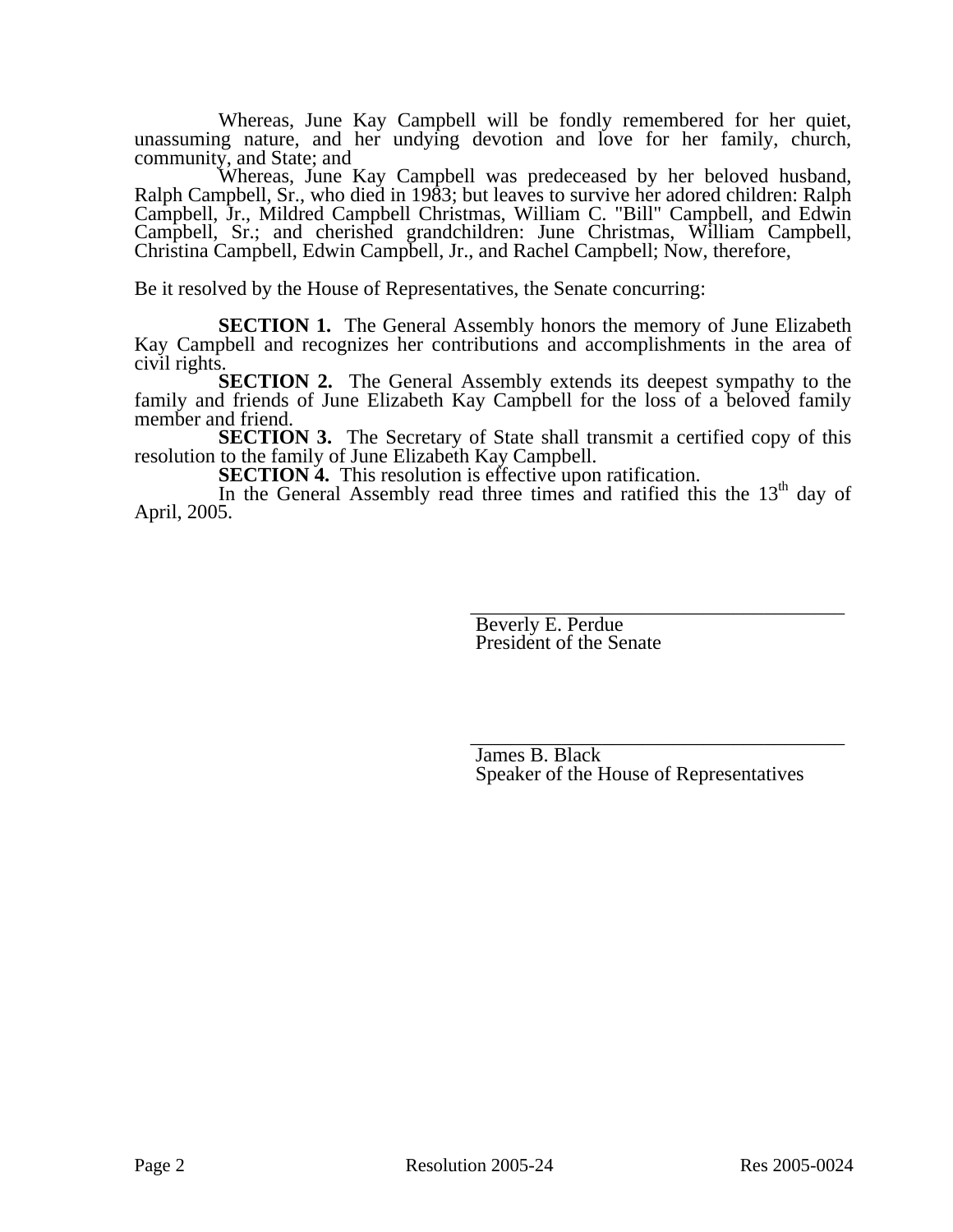Whereas, June Kay Campbell will be fondly remembered for her quiet, unassuming nature, and her undying devotion and love for her family, church, community, and State; and

Whereas, June Kay Campbell was predeceased by her beloved husband, Ralph Campbell, Sr., who died in 1983; but leaves to survive her adored children: Ralph Campbell, Jr., Mildred Campbell Christmas, William C. "Bill" Campbell, and Edwin Campbell, Sr.; and cherished grandchildren: June Christmas, William Campbell, Christina Campbell, Edwin Campbell, Jr., and Rachel Campbell; Now, therefore,

Be it resolved by the House of Representatives, the Senate concurring:

**SECTION 1.** The General Assembly honors the memory of June Elizabeth Kay Campbell and recognizes her contributions and accomplishments in the area of civil rights.

**SECTION 2.** The General Assembly extends its deepest sympathy to the family and friends of June Elizabeth Kay Campbell for the loss of a beloved family member and friend.

**SECTION 3.** The Secretary of State shall transmit a certified copy of this resolution to the family of June Elizabeth Kay Campbell.

**SECTION 4.** This resolution is effective upon ratification.

In the General Assembly read three times and ratified this the 13th day of April, 2005.

\_\_\_\_\_\_\_\_\_\_\_\_\_\_\_\_\_\_\_\_\_\_\_\_\_\_\_\_\_\_\_\_\_\_\_\_
Beverly E. Perdue
President of the Senate

\_\_\_\_\_\_\_\_\_\_\_\_\_\_\_\_\_\_\_\_\_\_\_\_\_\_\_\_\_\_\_\_\_\_\_\_
James B. Black
Speaker of the House of Representatives